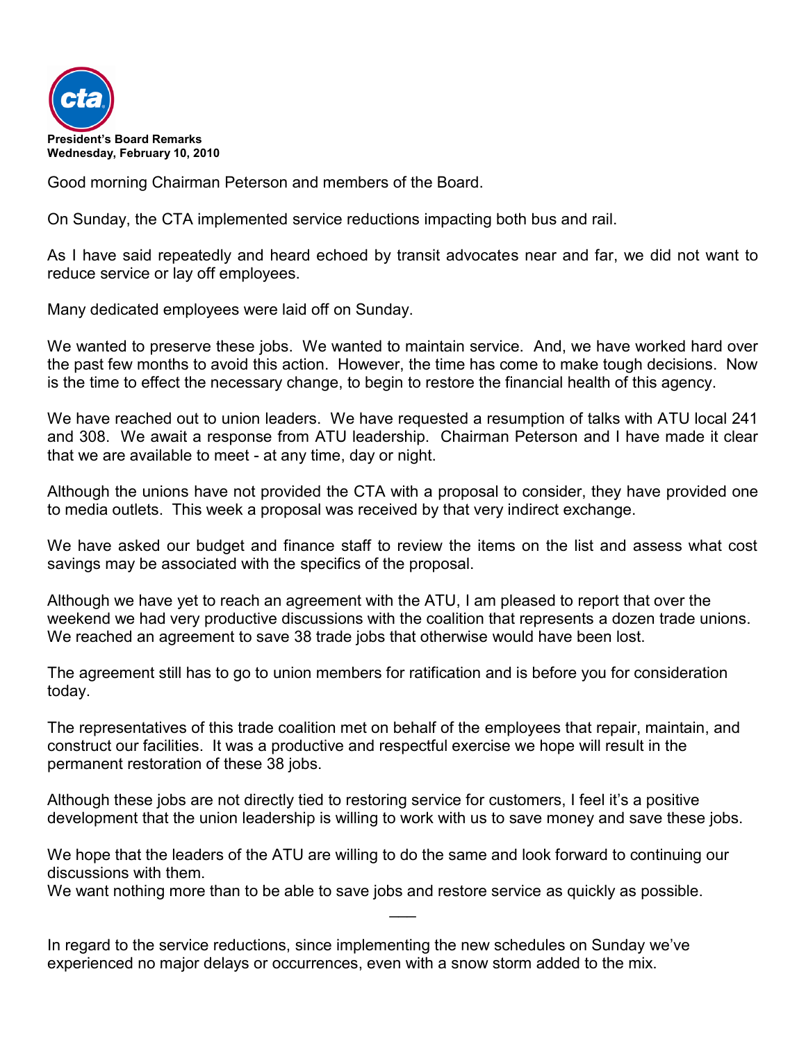**President's Board Remarks**
**Wednesday, February 10, 2010**

Good morning Chairman Peterson and members of the Board.

On Sunday, the CTA implemented service reductions impacting both bus and rail.

As I have said repeatedly and heard echoed by transit advocates near and far, we did not want to reduce service or lay off employees.

Many dedicated employees were laid off on Sunday.

We wanted to preserve these jobs. We wanted to maintain service. And, we have worked hard over the past few months to avoid this action. However, the time has come to make tough decisions. Now is the time to effect the necessary change, to begin to restore the financial health of this agency.

We have reached out to union leaders. We have requested a resumption of talks with ATU local 241 and 308. We await a response from ATU leadership. Chairman Peterson and I have made it clear that we are available to meet - at any time, day or night.

Although the unions have not provided the CTA with a proposal to consider, they have provided one to media outlets. This week a proposal was received by that very indirect exchange.

We have asked our budget and finance staff to review the items on the list and assess what cost savings may be associated with the specifics of the proposal.

Although we have yet to reach an agreement with the ATU, I am pleased to report that over the weekend we had very productive discussions with the coalition that represents a dozen trade unions. We reached an agreement to save 38 trade jobs that otherwise would have been lost.

The agreement still has to go to union members for ratification and is before you for consideration today.

The representatives of this trade coalition met on behalf of the employees that repair, maintain, and construct our facilities. It was a productive and respectful exercise we hope will result in the permanent restoration of these 38 jobs.

Although these jobs are not directly tied to restoring service for customers, I feel it's a positive development that the union leadership is willing to work with us to save money and save these jobs.

We hope that the leaders of the ATU are willing to do the same and look forward to continuing our discussions with them.
We want nothing more than to be able to save jobs and restore service as quickly as possible.

---

In regard to the service reductions, since implementing the new schedules on Sunday we've experienced no major delays or occurrences, even with a snow storm added to the mix.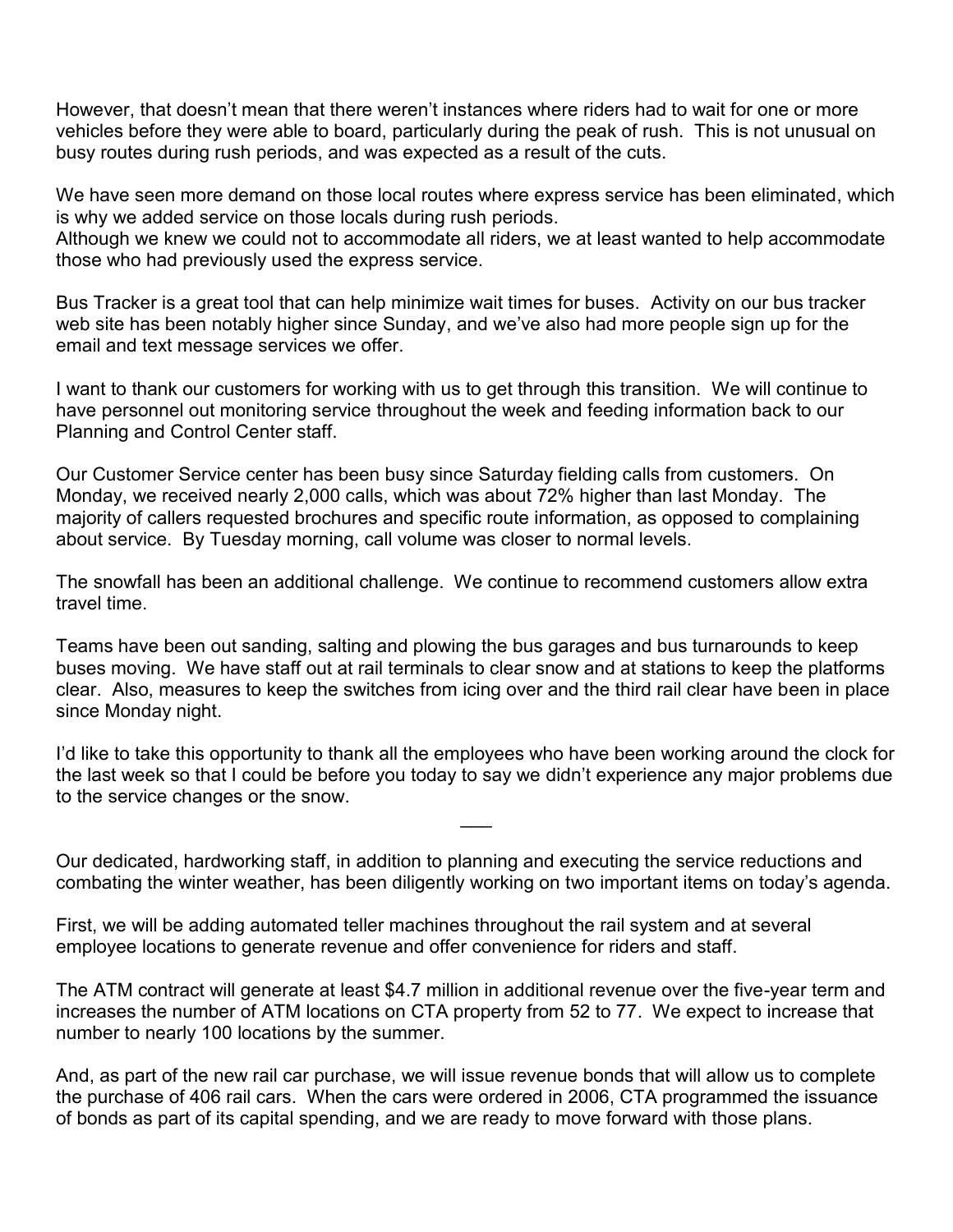However, that doesn't mean that there weren't instances where riders had to wait for one or more vehicles before they were able to board, particularly during the peak of rush. This is not unusual on busy routes during rush periods, and was expected as a result of the cuts.

We have seen more demand on those local routes where express service has been eliminated, which is why we added service on those locals during rush periods.
Although we knew we could not to accommodate all riders, we at least wanted to help accommodate those who had previously used the express service.

Bus Tracker is a great tool that can help minimize wait times for buses. Activity on our bus tracker web site has been notably higher since Sunday, and we've also had more people sign up for the email and text message services we offer.

I want to thank our customers for working with us to get through this transition. We will continue to have personnel out monitoring service throughout the week and feeding information back to our Planning and Control Center staff.

Our Customer Service center has been busy since Saturday fielding calls from customers. On Monday, we received nearly 2,000 calls, which was about 72% higher than last Monday. The majority of callers requested brochures and specific route information, as opposed to complaining about service. By Tuesday morning, call volume was closer to normal levels.

The snowfall has been an additional challenge. We continue to recommend customers allow extra travel time.

Teams have been out sanding, salting and plowing the bus garages and bus turnarounds to keep buses moving. We have staff out at rail terminals to clear snow and at stations to keep the platforms clear. Also, measures to keep the switches from icing over and the third rail clear have been in place since Monday night.

I'd like to take this opportunity to thank all the employees who have been working around the clock for the last week so that I could be before you today to say we didn't experience any major problems due to the service changes or the snow.

\_\_\_

Our dedicated, hardworking staff, in addition to planning and executing the service reductions and combating the winter weather, has been diligently working on two important items on today's agenda.

First, we will be adding automated teller machines throughout the rail system and at several employee locations to generate revenue and offer convenience for riders and staff.

The ATM contract will generate at least $4.7 million in additional revenue over the five-year term and increases the number of ATM locations on CTA property from 52 to 77. We expect to increase that number to nearly 100 locations by the summer.

And, as part of the new rail car purchase, we will issue revenue bonds that will allow us to complete the purchase of 406 rail cars. When the cars were ordered in 2006, CTA programmed the issuance of bonds as part of its capital spending, and we are ready to move forward with those plans.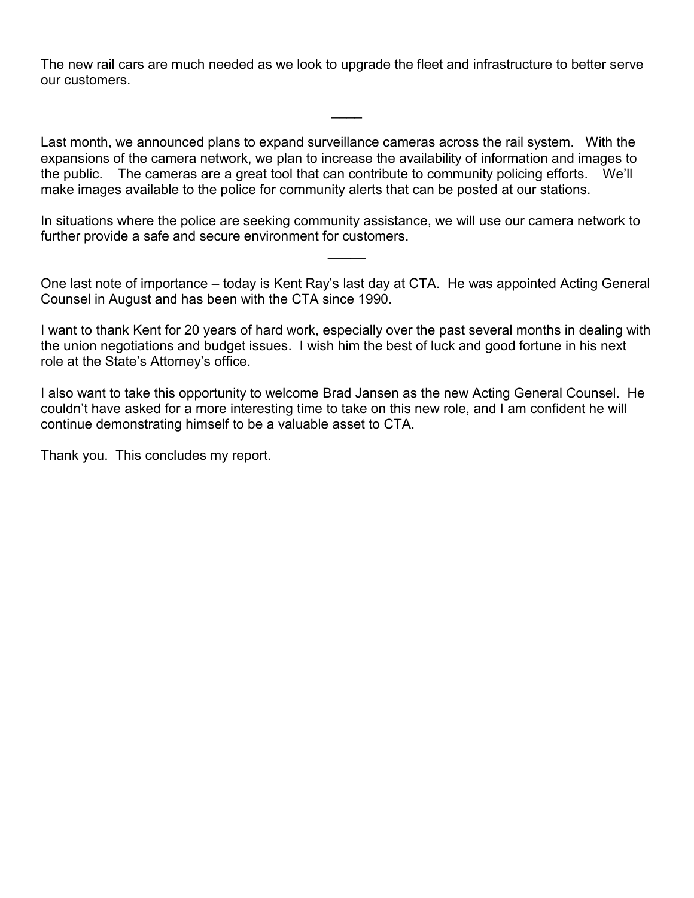The new rail cars are much needed as we look to upgrade the fleet and infrastructure to better serve our customers.

____

Last month, we announced plans to expand surveillance cameras across the rail system. With the expansions of the camera network, we plan to increase the availability of information and images to the public. The cameras are a great tool that can contribute to community policing efforts. We'll make images available to the police for community alerts that can be posted at our stations.

In situations where the police are seeking community assistance, we will use our camera network to further provide a safe and secure environment for customers.

_____

One last note of importance – today is Kent Ray's last day at CTA. He was appointed Acting General Counsel in August and has been with the CTA since 1990.

I want to thank Kent for 20 years of hard work, especially over the past several months in dealing with the union negotiations and budget issues. I wish him the best of luck and good fortune in his next role at the State's Attorney's office.

I also want to take this opportunity to welcome Brad Jansen as the new Acting General Counsel. He couldn't have asked for a more interesting time to take on this new role, and I am confident he will continue demonstrating himself to be a valuable asset to CTA.

Thank you. This concludes my report.